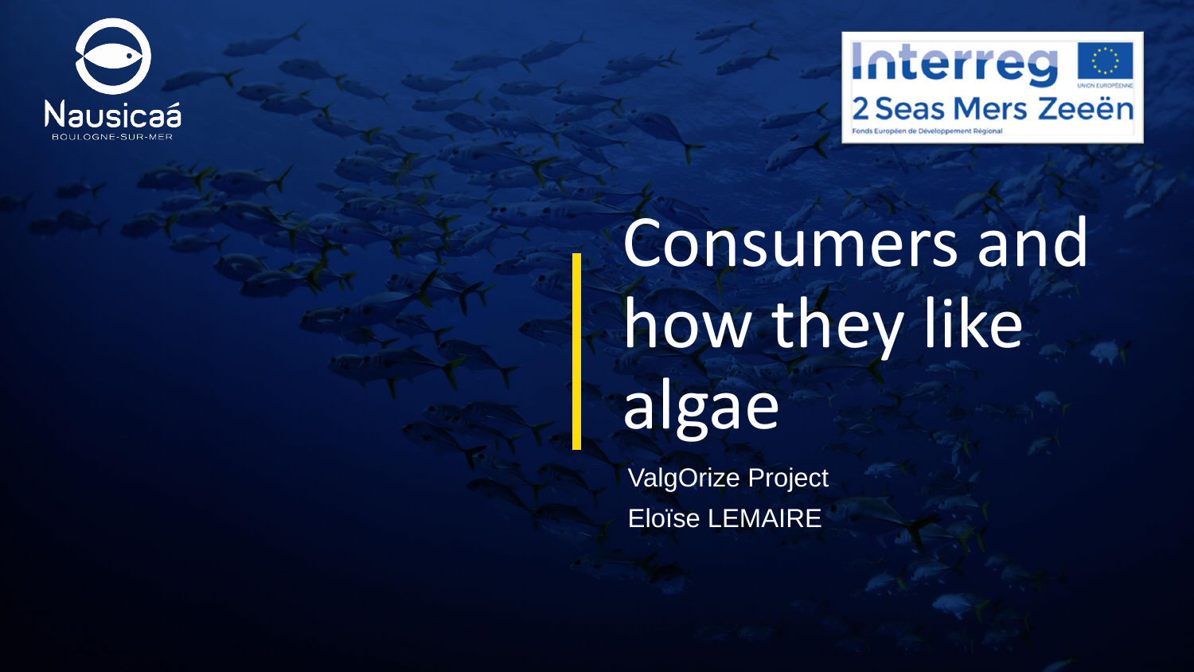Nausicaá
BOULOGNE-SUR-MER

Interreg
2 Seas Mers Zeeën
UNION EUROPÉENNE
Fonds Européen de Développement Régional

# Consumers and how they like algae

ValgOrize Project

Eloïse LEMAIRE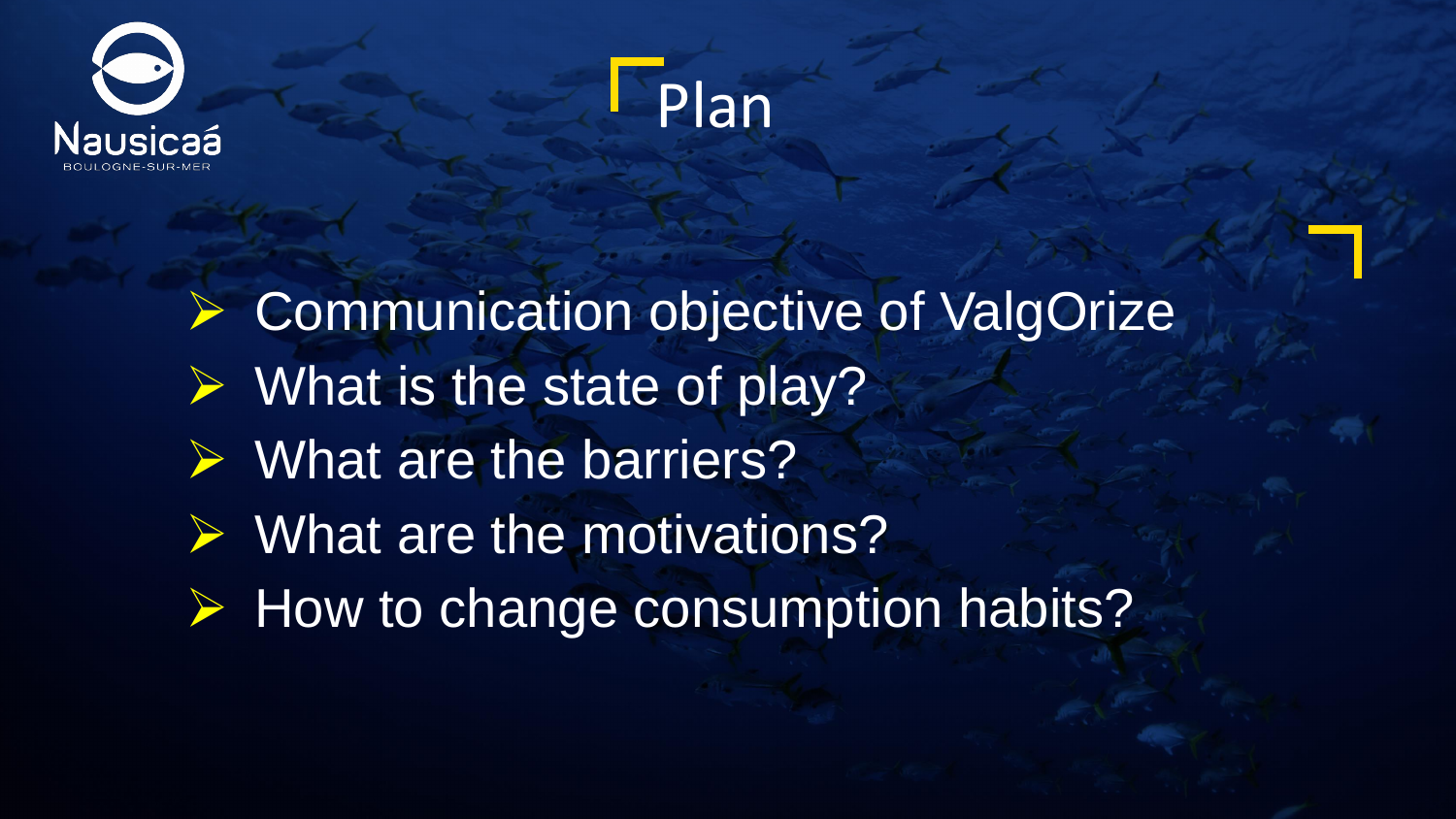# Plan

- Communication objective of ValgOrize
- What is the state of play?
- What are the barriers?
- What are the motivations?
- How to change consumption habits?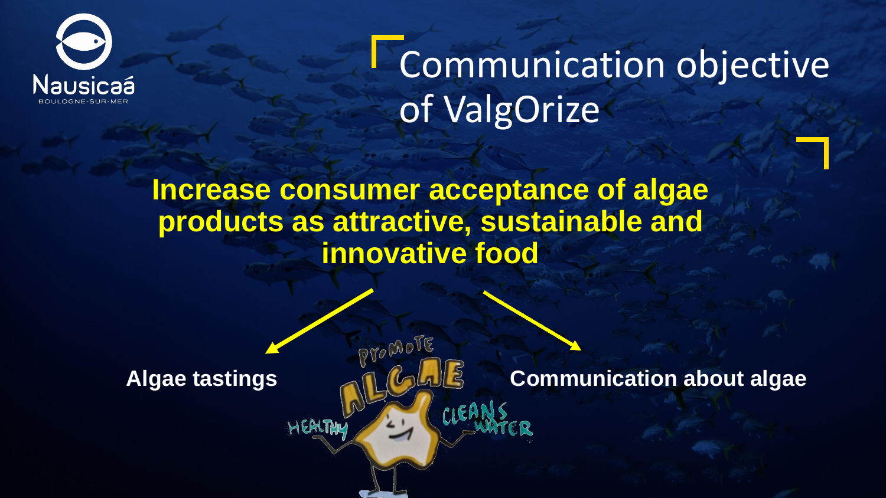# Communication objective of ValgOrize

**Increase consumer acceptance of algae products as attractive, sustainable and innovative food**

**Algae tastings**

**Communication about algae**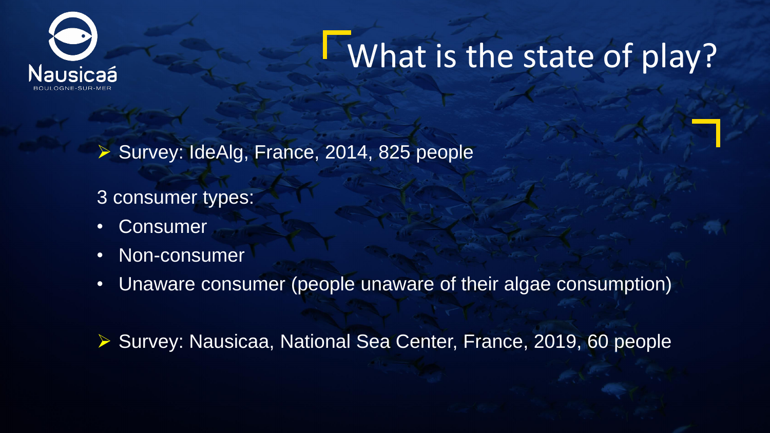# What is the state of play?

- Survey: IdeAlg, France, 2014, 825 people

3 consumer types:

- Consumer
- Non-consumer
- Unaware consumer (people unaware of their algae consumption)

- Survey: Nausicaa, National Sea Center, France, 2019, 60 people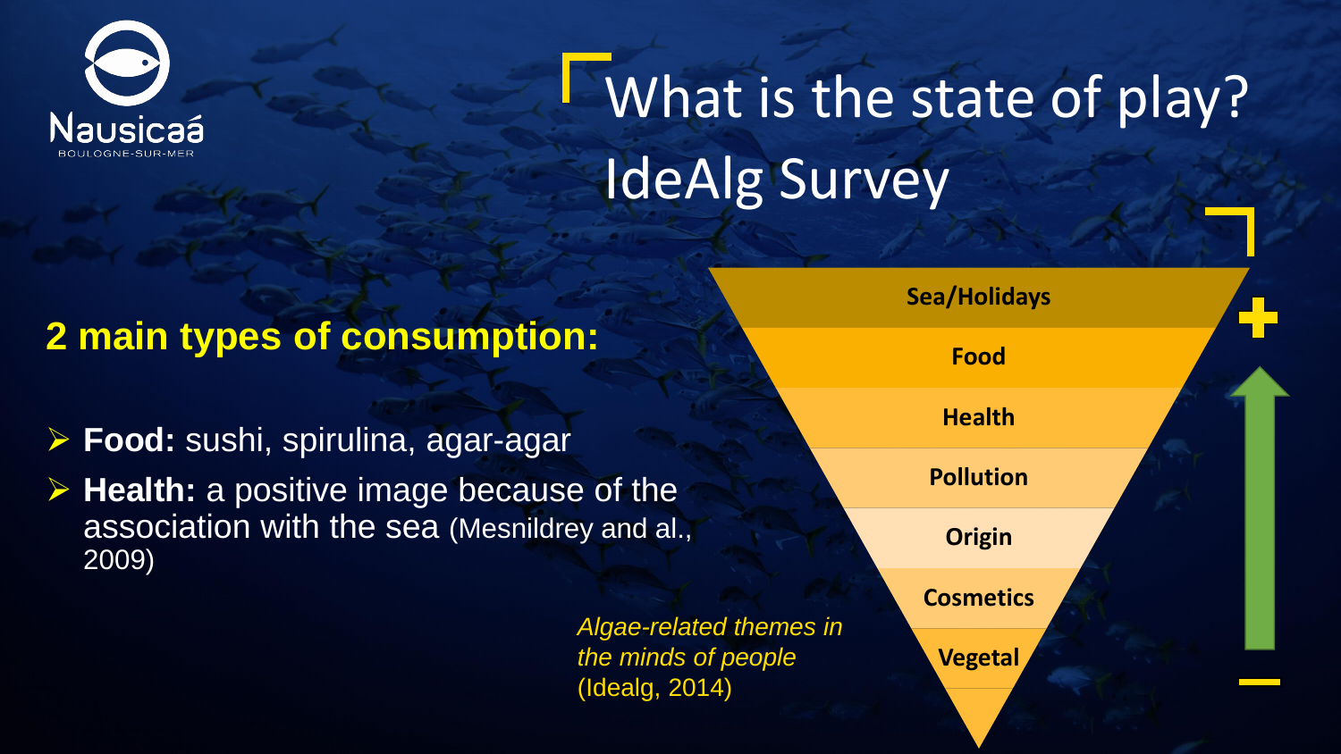# What is the state of play? IdeAlg Survey

**2 main types of consumption:**

- **Food:** sushi, spirulina, agar-agar
- **Health:** a positive image because of the association with the sea (Mesnildrey and al., 2009)

- Sea/Holidays
- Food
- Health
- Pollution
- Origin
- Cosmetics
- Vegetal

*Algae-related themes in the minds of people* (Idealg, 2014)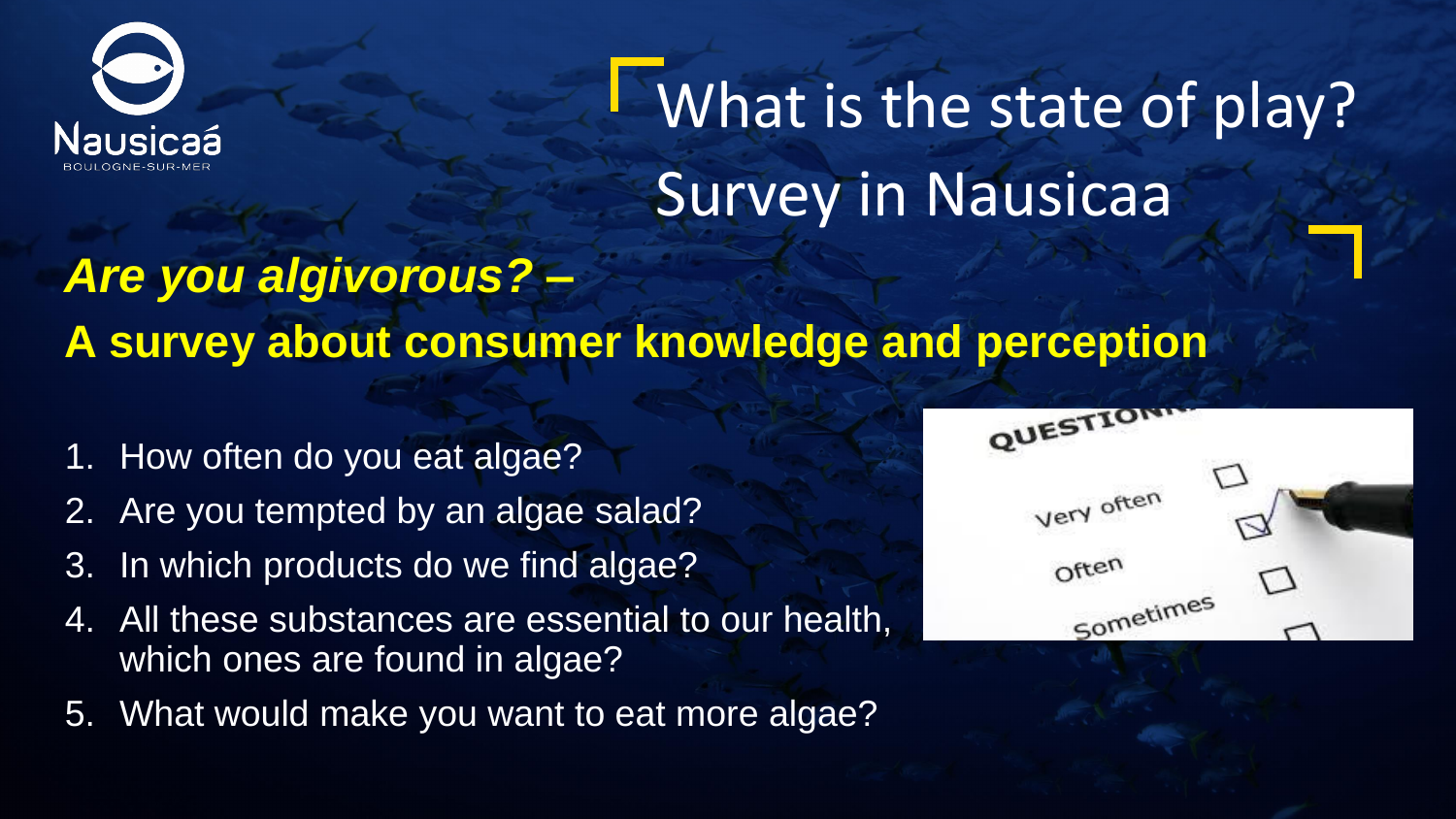# What is the state of play? Survey in Nausicaa

## *Are you algivorous? –*
## A survey about consumer knowledge and perception

1. How often do you eat algae?
2. Are you tempted by an algae salad?
3. In which products do we find algae?
4. All these substances are essential to our health, which ones are found in algae?
5. What would make you want to eat more algae?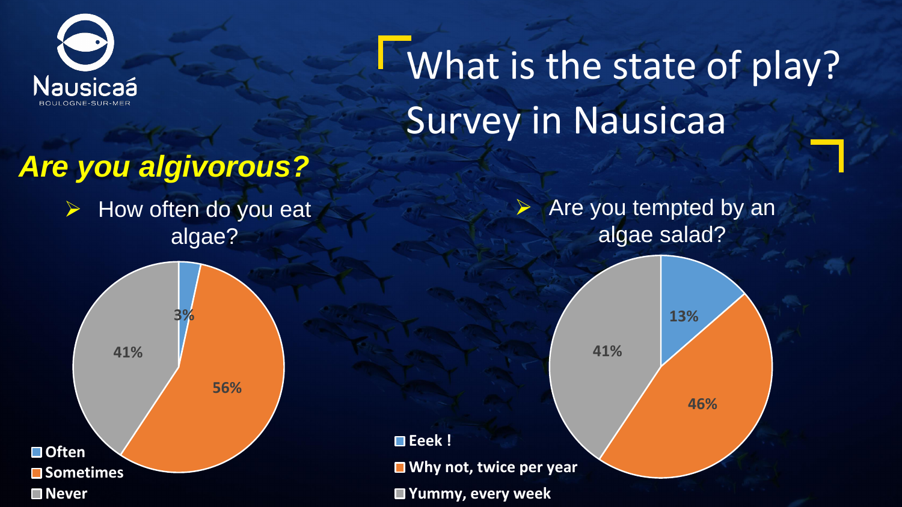# What is the state of play? Survey in Nausicaa

## *Are you algivorous?*

- How often do you eat algae?

| Answer | % |
| --- | --- |
| Often | 3% |
| Sometimes | 56% |
| Never | 41% |

- Are you tempted by an algae salad?

| Answer | % |
| --- | --- |
| Eeek ! | 13% |
| Why not, twice per year | 46% |
| Yummy, every week | 41% |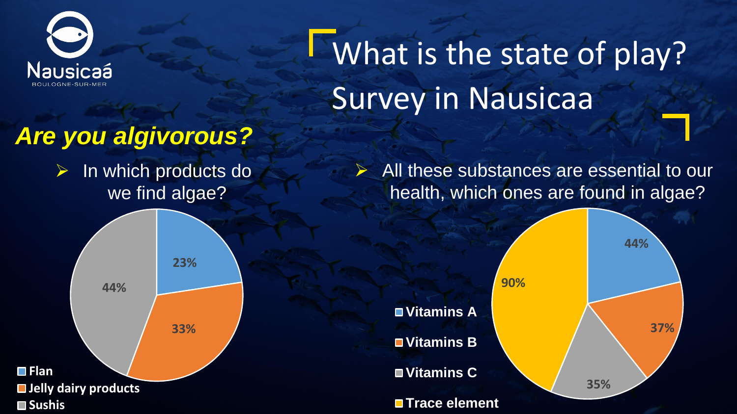# What is the state of play? Survey in Nausicaa

## *Are you algivorous?*

- In which products do we find algae?

| Product | % |
| --- | --- |
| Flan | 23% |
| Jelly dairy products | 33% |
| Sushis | 44% |

- All these substances are essential to our health, which ones are found in algae?

| Substance | % |
| --- | --- |
| Vitamins A | 44% |
| Vitamins B | 37% |
| Vitamins C | 35% |
| Trace element | 90% |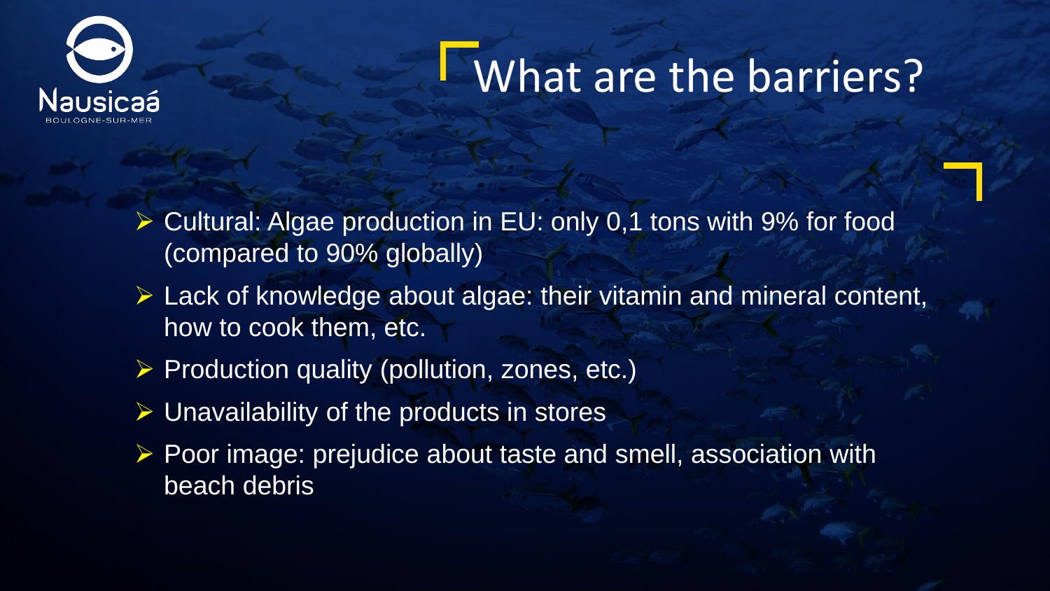# What are the barriers?

- Cultural: Algae production in EU: only 0,1 tons with 9% for food (compared to 90% globally)
- Lack of knowledge about algae: their vitamin and mineral content, how to cook them, etc.
- Production quality (pollution, zones, etc.)
- Unavailability of the products in stores
- Poor image: prejudice about taste and smell, association with beach debris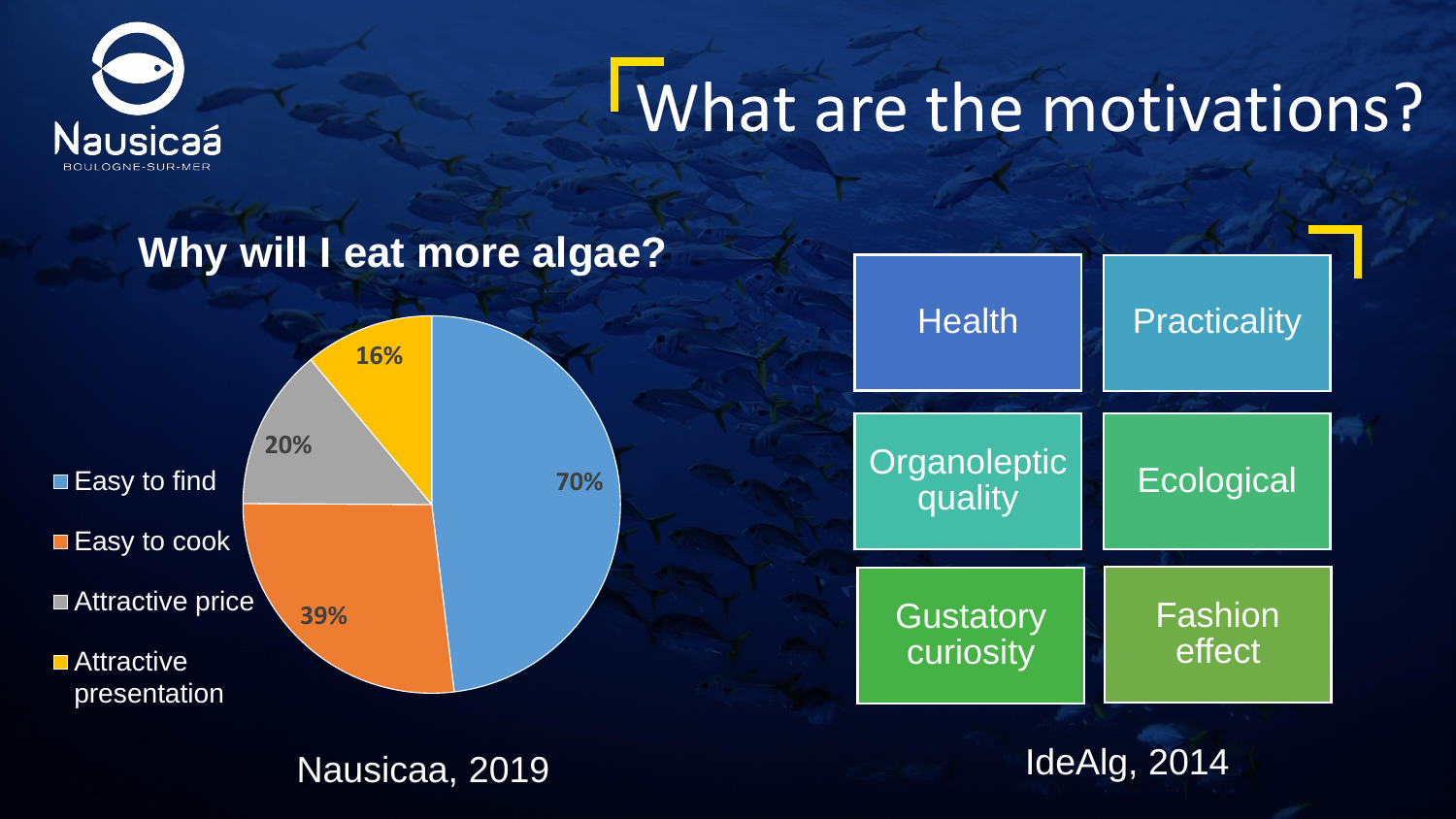# What are the motivations?

## Why will I eat more algae?

| Reason | % |
| --- | --- |
| Easy to find | 70% |
| Easy to cook | 39% |
| Attractive price | 20% |
| Attractive presentation | 16% |

Nausicaa, 2019

| | |
| --- | --- |
| Health | Practicality |
| Organoleptic quality | Ecological |
| Gustatory curiosity | Fashion effect |

IdeAlg, 2014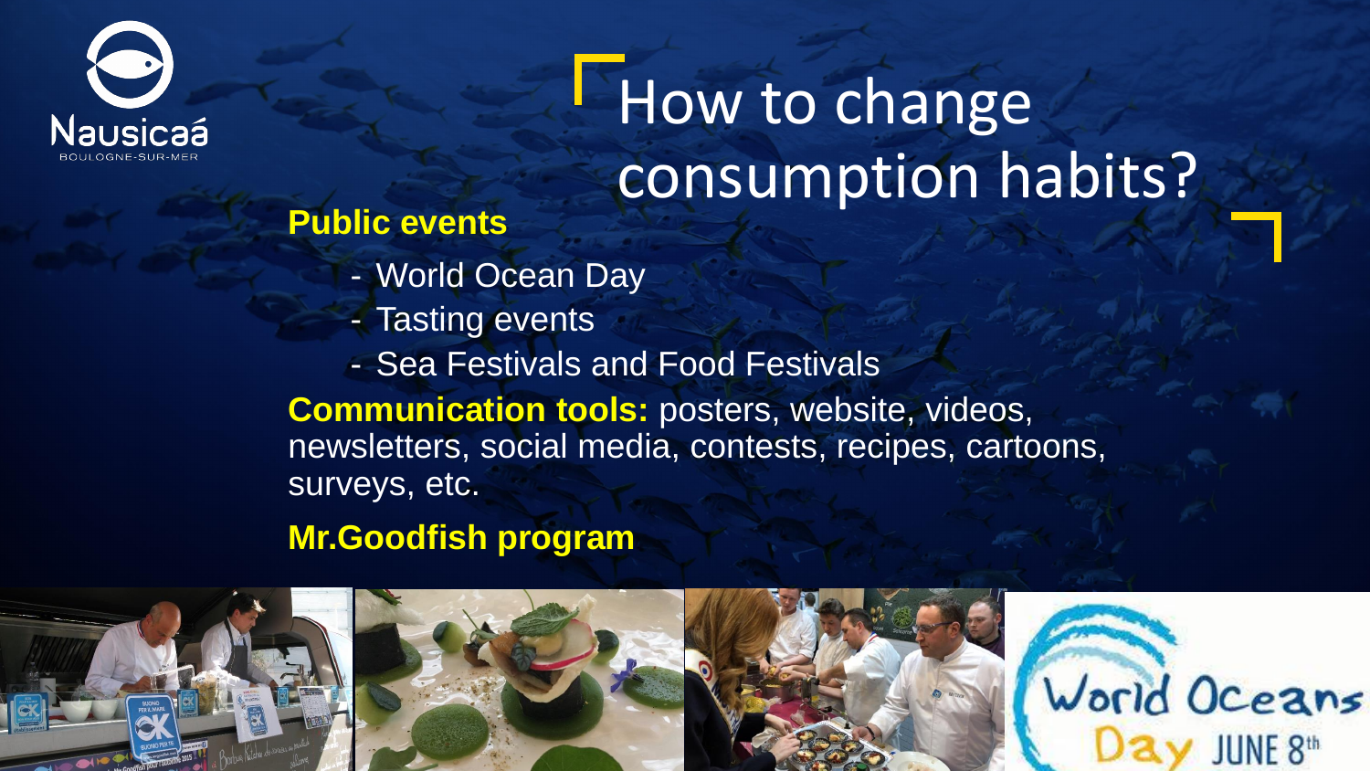# How to change consumption habits?

**Public events**

- World Ocean Day
- Tasting events
- Sea Festivals and Food Festivals

**Communication tools:** posters, website, videos, newsletters, social media, contests, recipes, cartoons, surveys, etc.

**Mr.Goodfish program**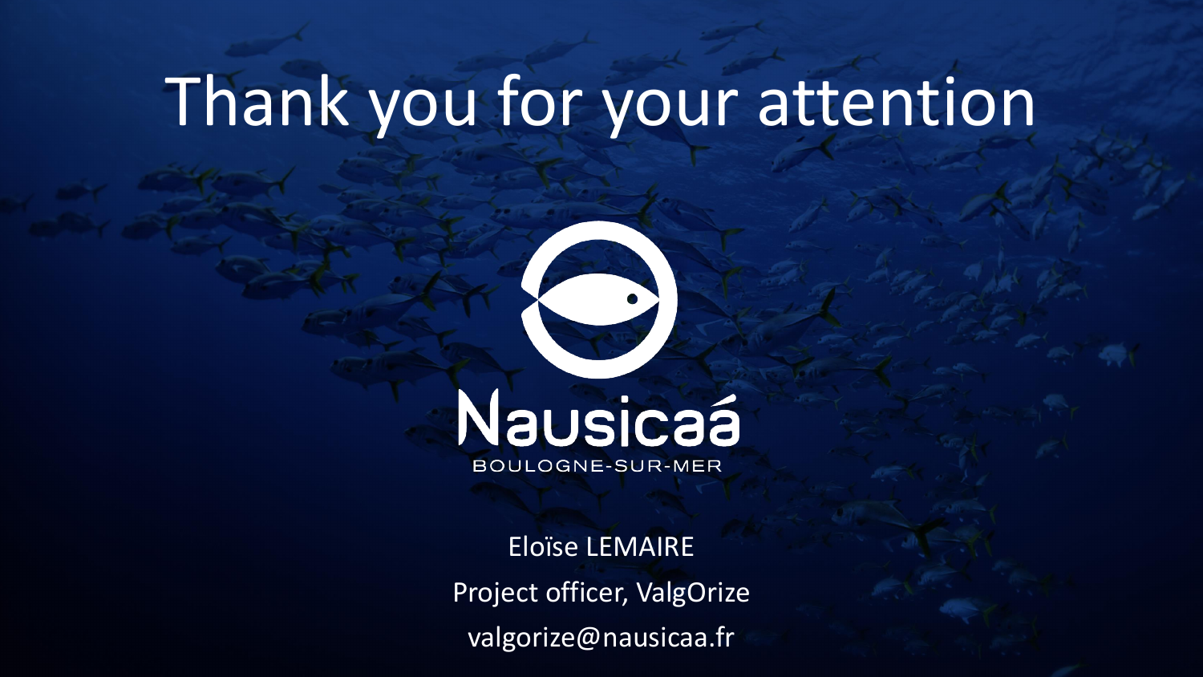# Thank you for your attention

Nausicaá

BOULOGNE-SUR-MER

Eloïse LEMAIRE

Project officer, ValgOrize

valgorize@nausicaa.fr